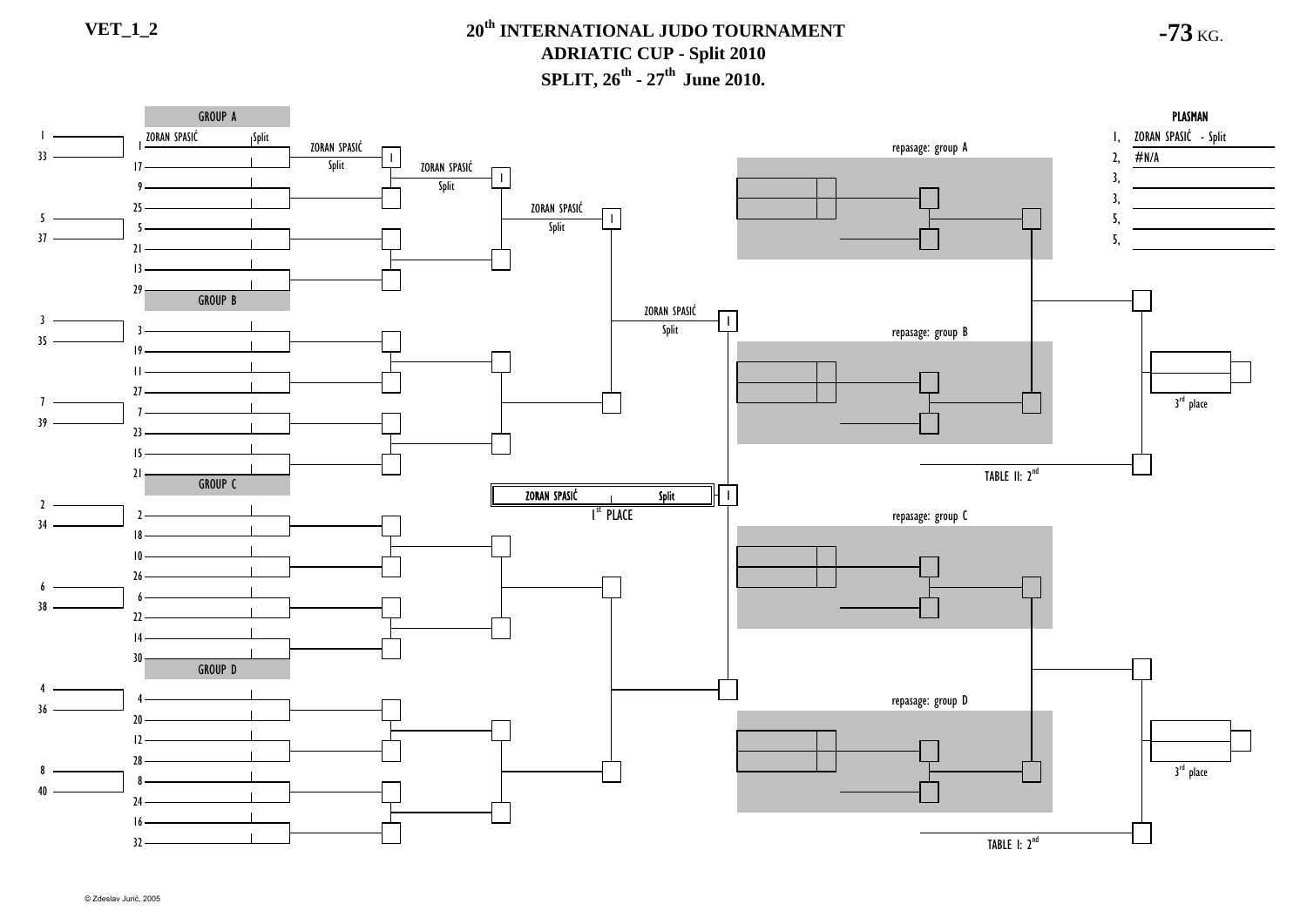VET_1_2

# 20th INTERNATIONAL JUDO TOURNAMENT
## ADRIATIC CUP - Split 2010
## SPLIT, 26th - 27th June 2010.

**-73 KG.**

### GROUP A

| Seed | Name | Club |
|---|---|---|
| 1 | ZORAN SPASIĆ | Split |
| 17 | | |
| 9 | | |
| 25 | | |
| 5 | | |
| 21 | | |
| 13 | | |
| 29 | | |

ZORAN SPASIĆ – Split – I
ZORAN SPASIĆ – Split – I
ZORAN SPASIĆ – Split – I
ZORAN SPASIĆ – Split – I

### GROUP B

3, 19, 11, 27, 7, 23, 15, 21

### GROUP C

2, 18, 10, 26, 6, 22, 14, 30

### GROUP D

4, 20, 12, 28, 8, 24, 16, 32

Preliminary: 1 / 33, 5 / 37, 3 / 35, 7 / 39, 2 / 34, 6 / 38, 4 / 36, 8 / 40

**1st PLACE:** ZORAN SPASIĆ – Split – I

repasage: group A

repasage: group B

repasage: group C

repasage: group D

TABLE II: 2nd

TABLE I: 2nd

3rd place

3rd place

### PLASMAN

| Place | Name |
|---|---|
| 1, | ZORAN SPASIĆ - Split |
| 2, | #N/A |
| 3, | |
| 3, | |
| 5, | |
| 5, | |

© Zdeslav Jurić, 2005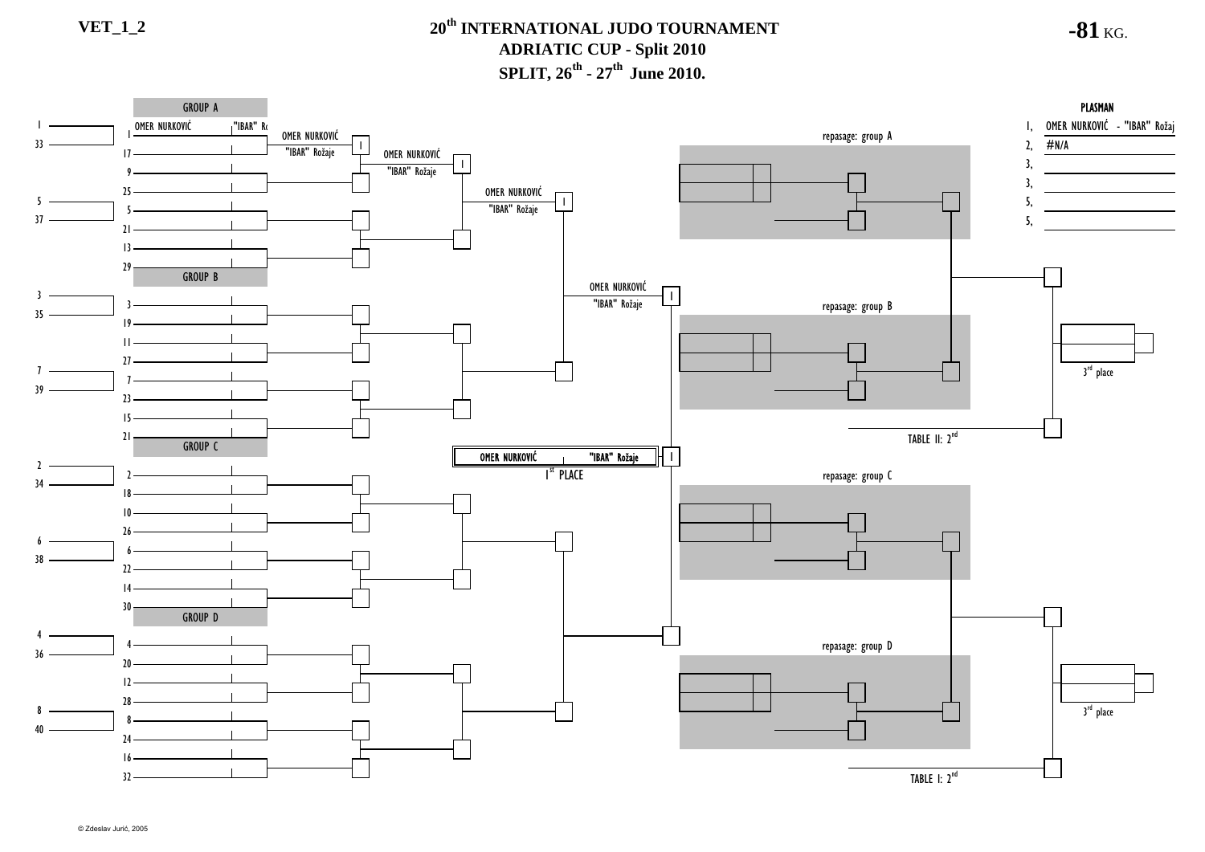VET_1_2

# 20th INTERNATIONAL JUDO TOURNAMENT
## ADRIATIC CUP - Split 2010
## SPLIT, 26th - 27th June 2010.

**-81 KG.**

### GROUP A

| Seed | Name | Club |
|---|---|---|
| 1 | OMER NURKOVIĆ | "IBAR" Ro |
| 17 | | |
| 9 | | |
| 25 | | |
| 5 | | |
| 21 | | |
| 13 | | |
| 29 | | |

OMER NURKOVIĆ "IBAR" Rožaje — 1

OMER NURKOVIĆ "IBAR" Rožaje — 1

OMER NURKOVIĆ "IBAR" Rožaje — 1

OMER NURKOVIĆ "IBAR" Rožaje — 1

### GROUP B

3, 19, 11, 27, 7, 23, 15, 21

### GROUP C

2, 18, 10, 26, 6, 22, 14, 30

### GROUP D

4, 20, 12, 28, 8, 24, 16, 32

Pool numbers: 1, 33, 5, 37, 3, 35, 7, 39, 2, 34, 6, 38, 4, 36, 8, 40

**OMER NURKOVIĆ "IBAR" Rožaje** — 1

1st PLACE

repasage: group A

repasage: group B

repasage: group C

repasage: group D

TABLE II: 2nd

TABLE I: 2nd

3rd place

3rd place

### PLASMAN

| Place | Name |
|---|---|
| 1, | OMER NURKOVIĆ - "IBAR" Rožaj |
| 2, | #N/A |
| 3, | |
| 3, | |
| 5, | |
| 5, | |

© Zdeslav Jurić, 2005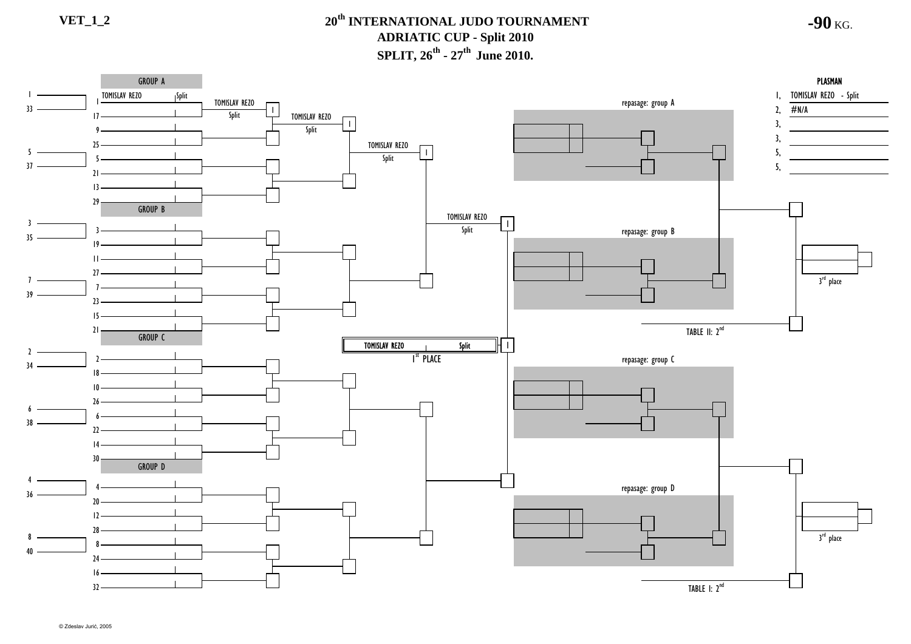VET_1_2

# 20th INTERNATIONAL JUDO TOURNAMENT
## ADRIATIC CUP - Split 2010
## SPLIT, 26th - 27th June 2010.

**-90** KG.

### GROUP A

| Seed | Name | Club |
|---|---|---|
| 1 | TOMISLAV REZO | Split |
| 17 | | |
| 9 | | |
| 25 | | |
| 5 | | |
| 21 | | |
| 13 | | |
| 29 | | |

TOMISLAV REZO, Split — I
TOMISLAV REZO, Split — I
TOMISLAV REZO, Split — I
TOMISLAV REZO, Split — I

### GROUP B

3, 19, 11, 27, 7, 23, 15, 21

### GROUP C

2, 18, 10, 26, 6, 22, 14, 30

### GROUP D

4, 20, 12, 28, 8, 24, 16, 32

Left column: 1, 33, 5, 37, 3, 35, 7, 39, 2, 34, 6, 38, 4, 36, 8, 40

**TOMISLAV REZO — Split — I**

1st PLACE

repasage: group A

repasage: group B

repasage: group C

repasage: group D

3rd place

3rd place

TABLE II: 2nd

TABLE I: 2nd

### PLASMAN

| Place | Name |
|---|---|
| 1, | TOMISLAV REZO - Split |
| 2, | #N/A |
| 3, | |
| 3, | |
| 5, | |
| 5, | |

© Zdeslav Jurić, 2005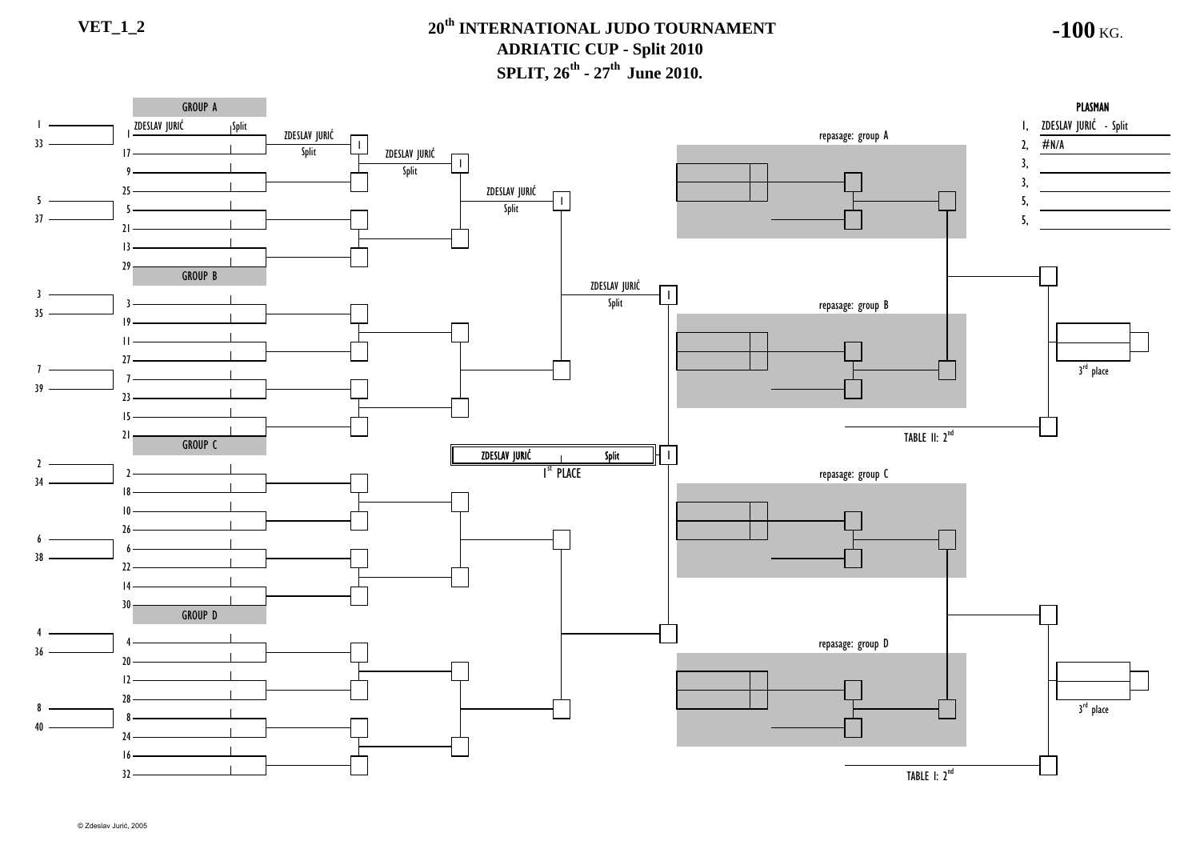VET_1_2

# 20th INTERNATIONAL JUDO TOURNAMENT
## ADRIATIC CUP - Split 2010
## SPLIT, 26th - 27th June 2010.

**-100 KG.**

### GROUP A

1 ZDESLAV JURIĆ Split
33
17
9
25
5
37
21
13
29

ZDESLAV JURIĆ Split — I
ZDESLAV JURIĆ Split — I
ZDESLAV JURIĆ Split — I
ZDESLAV JURIĆ Split — I

### GROUP B

3
35
19
11
27
7
39
23
15
21

### GROUP C

2
34
18
10
26
6
38
22
14
30

### GROUP D

4
36
20
12
28
8
40
24
16
32

**ZDESLAV JURIĆ Split** — I

1st PLACE

repasage: group A

repasage: group B

repasage: group C

repasage: group D

3rd place

3rd place

TABLE II: 2nd

TABLE I: 2nd

### PLASMAN

1, ZDESLAV JURIĆ - Split
2, #N/A
3,
3,
5,
5,

© Zdeslav Jurić, 2005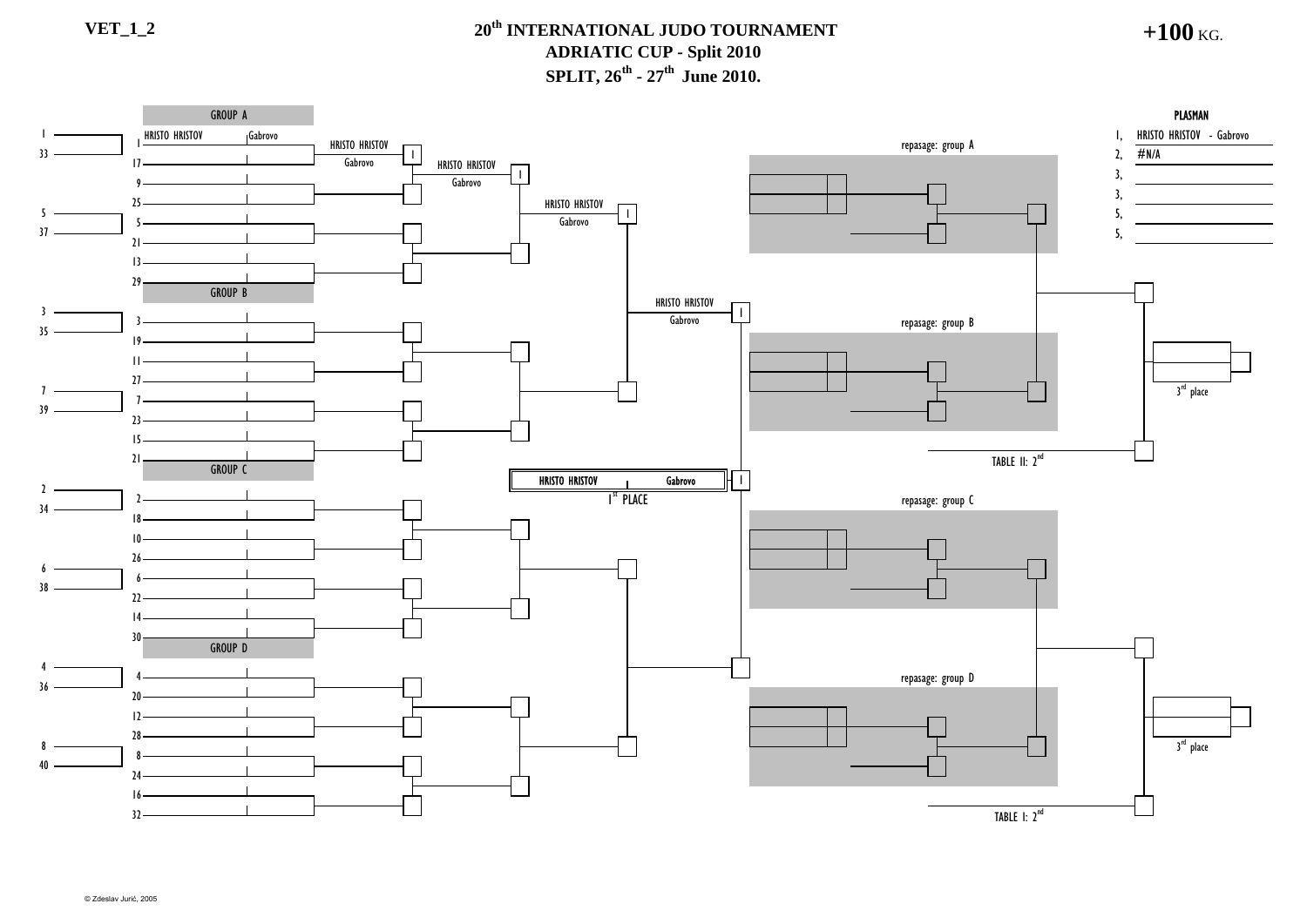VET_1_2

# 20th INTERNATIONAL JUDO TOURNAMENT
## ADRIATIC CUP - Split 2010
## SPLIT, 26th - 27th June 2010.

**+100 KG.**

### GROUP A

1 HRISTO HRISTOV Gabrovo

HRISTO HRISTOV Gabrovo — 1

HRISTO HRISTOV Gabrovo — 1

HRISTO HRISTOV Gabrovo — 1

HRISTO HRISTOV Gabrovo — 1

### GROUP B

### GROUP C

### GROUP D

| | | |
|---|---|---|
| HRISTO HRISTOV | Gabrovo | 1 |

1st PLACE

repasage: group A

repasage: group B

repasage: group C

repasage: group D

TABLE II: 2nd

TABLE I: 2nd

3rd place

3rd place

**PLASMAN**

| | |
|---|---|
| 1, | HRISTO HRISTOV - Gabrovo |
| 2, | #N/A |
| 3, | |
| 3, | |
| 5, | |
| 5, | |

© Zdeslav Jurić, 2005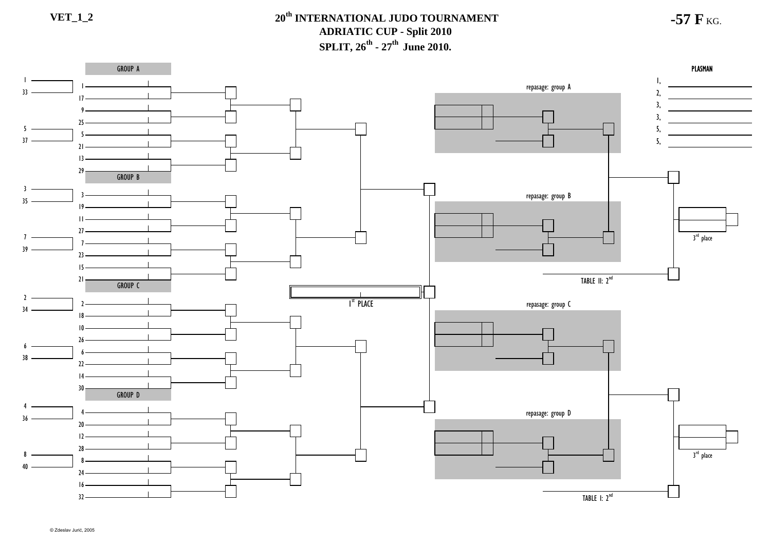VET_1_2

# 20th INTERNATIONAL JUDO TOURNAMENT
## ADRIATIC CUP - Split 2010
## SPLIT, 26th - 27th June 2010.

**-57 F** KG.

GROUP A

1, 33, 5, 37

1, 17, 9, 25, 5, 21, 13, 29

GROUP B

3, 35, 7, 39

3, 19, 11, 27, 7, 23, 15, 21

GROUP C

2, 34, 6, 38

2, 18, 10, 26, 6, 22, 14, 30

GROUP D

4, 36, 8, 40

4, 20, 12, 28, 8, 24, 16, 32

1st PLACE

repasage: group A

repasage: group B

repasage: group C

repasage: group D

TABLE II: 2nd

TABLE I: 2nd

3rd place

3rd place

**PLASMAN**

1,
2,
3,
3,
5,
5,

© Zdeslav Jurić, 2005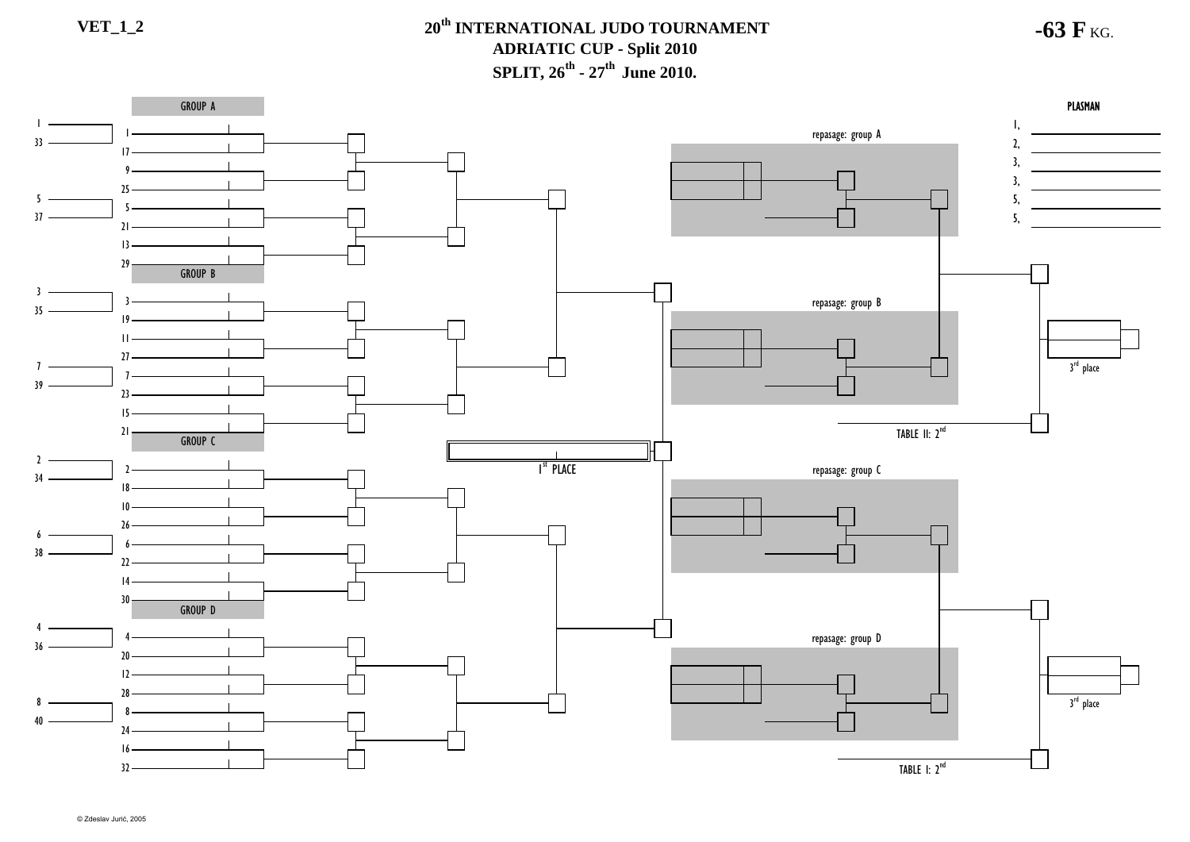VET_1_2

# 20th INTERNATIONAL JUDO TOURNAMENT
## ADRIATIC CUP - Split 2010
## SPLIT, 26th - 27th June 2010.

**-63 F** KG.

GROUP A

1
33
5
37

1
17
9
25
5
21
13
29

GROUP B

3
35
7
39

3
19
11
27
7
23
15
21

GROUP C

2
34
6
38

2
18
10
26
6
22
14
30

GROUP D

4
36
8
40

4
20
12
28
8
24
16
32

1st PLACE

repasage: group A

repasage: group B

TABLE II: 2nd

repasage: group C

repasage: group D

TABLE I: 2nd

3rd place

3rd place

**PLASMAN**

1,
2,
3,
3,
5,
5,

© Zdeslav Jurić, 2005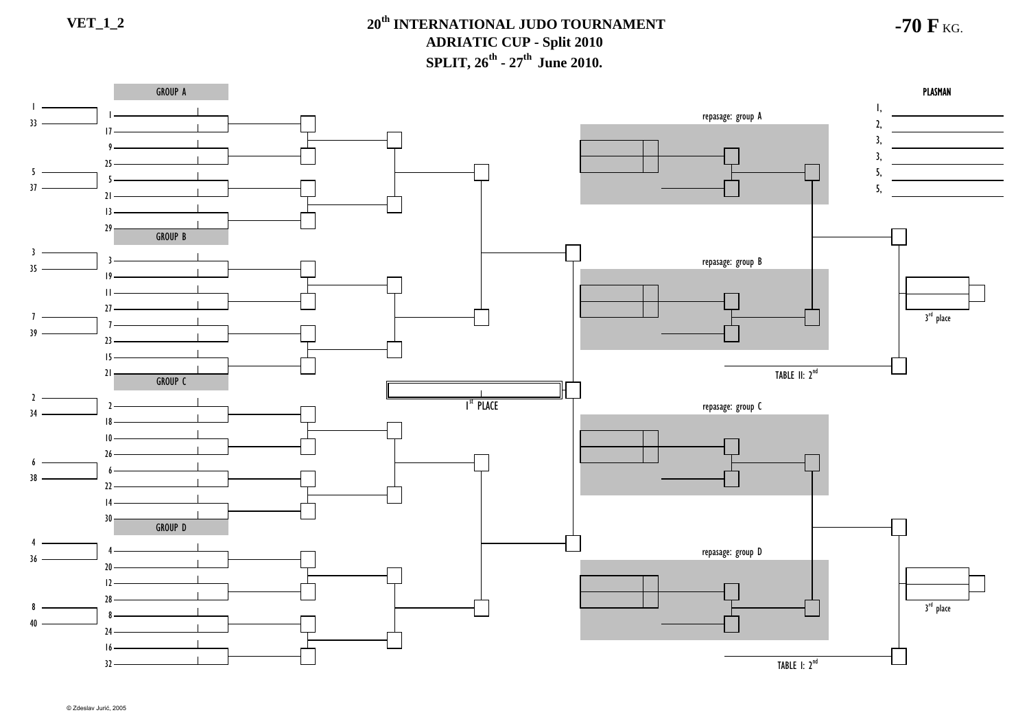VET_1_2

# 20th INTERNATIONAL JUDO TOURNAMENT
## ADRIATIC CUP - Split 2010
## SPLIT, 26th - 27th June 2010.

**-70 F** KG.

GROUP A

1
33
1
17
9
25
5
37
5
21
13
29

GROUP B

3
35
3
19
11
27
7
39
7
23
15
21

GROUP C

2
34
2
18
10
26
6
38
6
22
14
30

GROUP D

4
36
4
20
12
28
8
40
8
24
16
32

1st PLACE

repasage: group A

repasage: group B

repasage: group C

repasage: group D

TABLE II: 2nd

TABLE I: 2nd

3rd place

3rd place

**PLASMAN**

1,
2,
3,
3,
5,
5,

© Zdeslav Jurić, 2005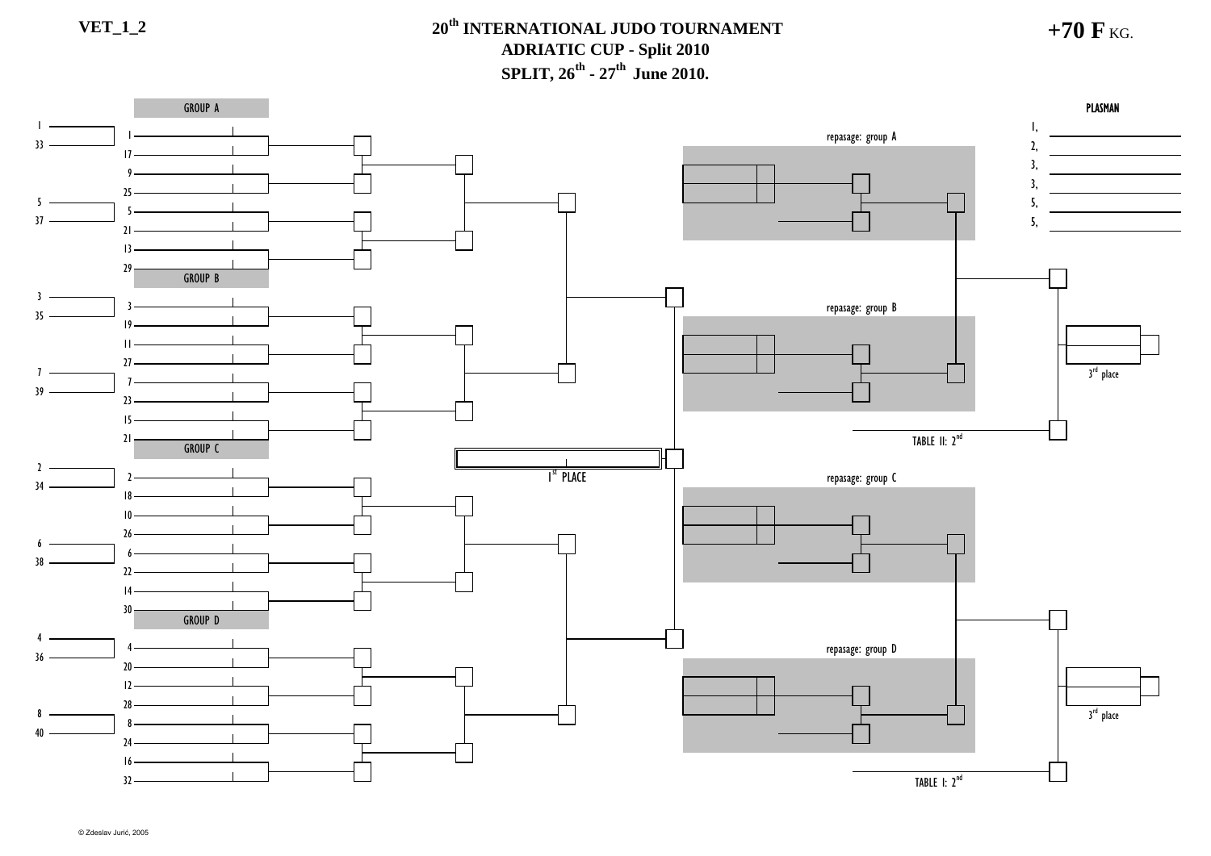VET_1_2

# 20th INTERNATIONAL JUDO TOURNAMENT
## ADRIATIC CUP - Split 2010
## SPLIT, 26th - 27th June 2010.

**+70 F** KG.

GROUP A

1
33
5
37

1
17
9
25
5
21
13
29

GROUP B

3
35
7
39

3
19
11
27
7
23
15
21

GROUP C

2
34
6
38

2
18
10
26
6
22
14
30

GROUP D

4
36
8
40

4
20
12
28
8
24
16
32

1st PLACE

repasage: group A

repasage: group B

repasage: group C

repasage: group D

TABLE II: 2nd

TABLE I: 2nd

3rd place

3rd place

PLASMAN

1,
2,
3,
3,
5,
5,

© Zdeslav Jurić, 2005